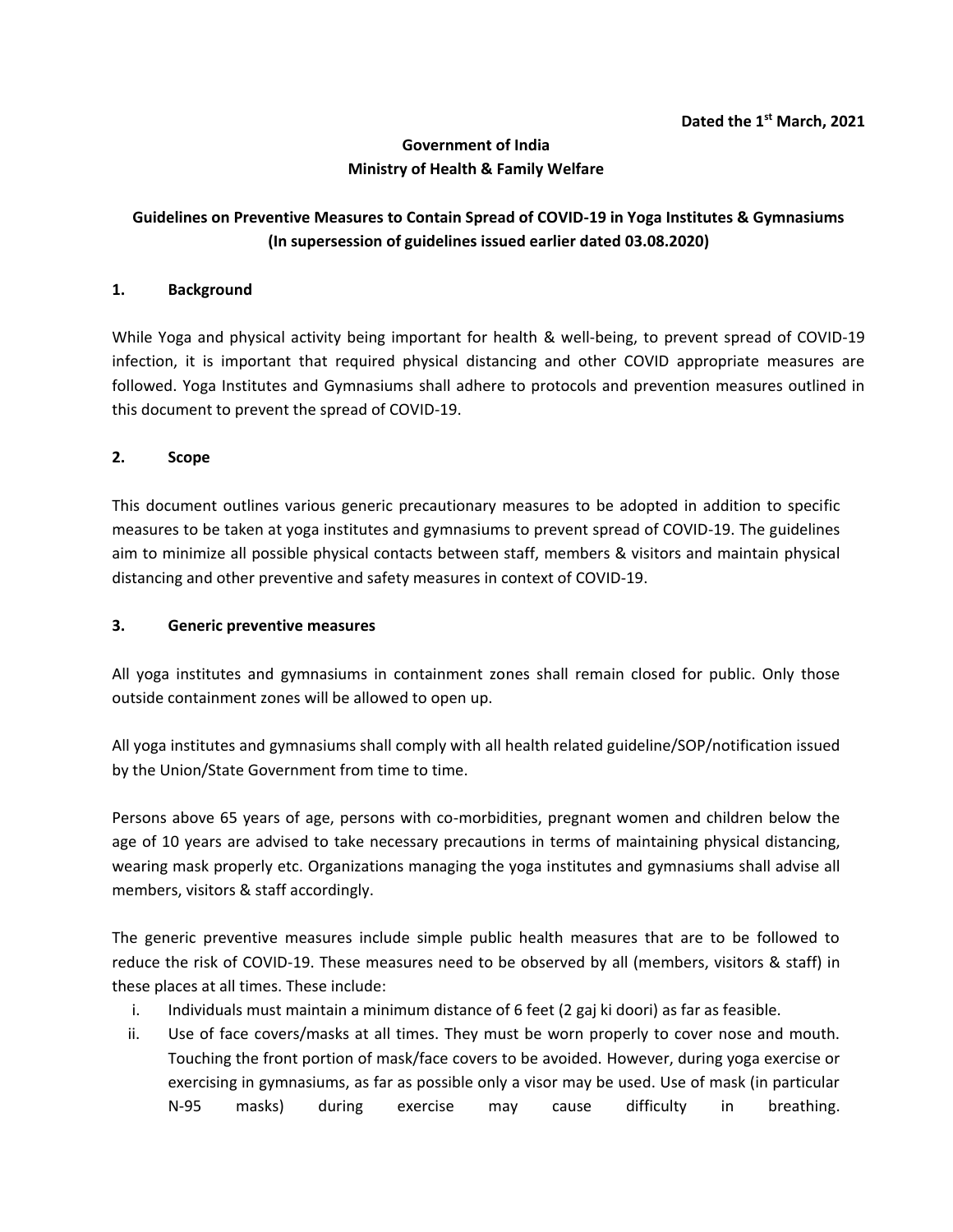**Dated the 1st March, 2021**

**Government of India**
**Ministry of Health & Family Welfare**

## Guidelines on Preventive Measures to Contain Spread of COVID-19 in Yoga Institutes & Gymnasiums (In supersession of guidelines issued earlier dated 03.08.2020)

### 1. Background

While Yoga and physical activity being important for health & well-being, to prevent spread of COVID-19 infection, it is important that required physical distancing and other COVID appropriate measures are followed. Yoga Institutes and Gymnasiums shall adhere to protocols and prevention measures outlined in this document to prevent the spread of COVID-19.

### 2. Scope

This document outlines various generic precautionary measures to be adopted in addition to specific measures to be taken at yoga institutes and gymnasiums to prevent spread of COVID-19. The guidelines aim to minimize all possible physical contacts between staff, members & visitors and maintain physical distancing and other preventive and safety measures in context of COVID-19.

### 3. Generic preventive measures

All yoga institutes and gymnasiums in containment zones shall remain closed for public. Only those outside containment zones will be allowed to open up.

All yoga institutes and gymnasiums shall comply with all health related guideline/SOP/notification issued by the Union/State Government from time to time.

Persons above 65 years of age, persons with co-morbidities, pregnant women and children below the age of 10 years are advised to take necessary precautions in terms of maintaining physical distancing, wearing mask properly etc. Organizations managing the yoga institutes and gymnasiums shall advise all members, visitors & staff accordingly.

The generic preventive measures include simple public health measures that are to be followed to reduce the risk of COVID-19. These measures need to be observed by all (members, visitors & staff) in these places at all times. These include:

i. Individuals must maintain a minimum distance of 6 feet (2 gaj ki doori) as far as feasible.

ii. Use of face covers/masks at all times. They must be worn properly to cover nose and mouth. Touching the front portion of mask/face covers to be avoided. However, during yoga exercise or exercising in gymnasiums, as far as possible only a visor may be used. Use of mask (in particular N-95 masks) during exercise may cause difficulty in breathing.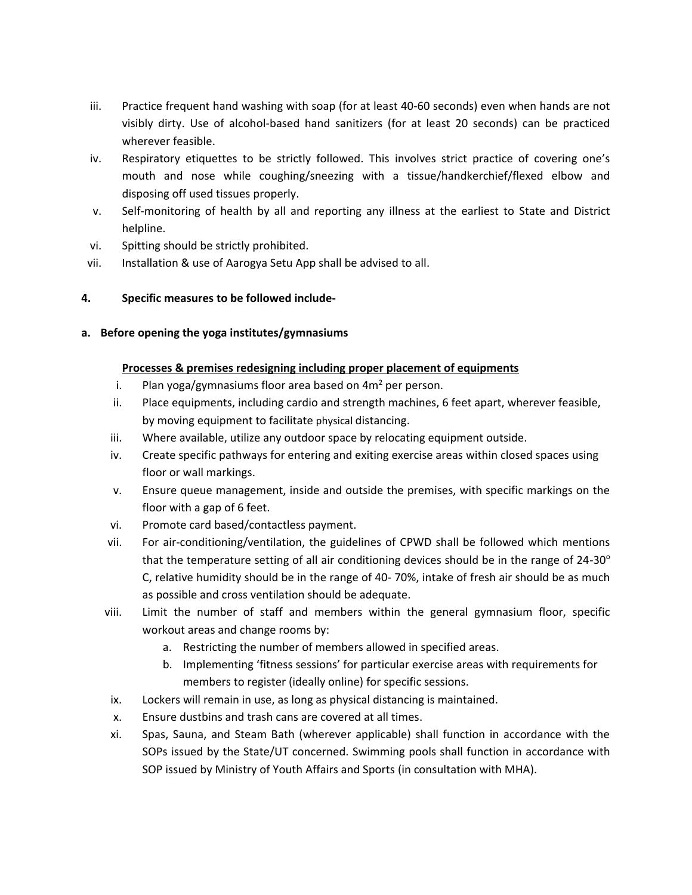iii. Practice frequent hand washing with soap (for at least 40-60 seconds) even when hands are not visibly dirty. Use of alcohol-based hand sanitizers (for at least 20 seconds) can be practiced wherever feasible.

iv. Respiratory etiquettes to be strictly followed. This involves strict practice of covering one's mouth and nose while coughing/sneezing with a tissue/handkerchief/flexed elbow and disposing off used tissues properly.

v. Self-monitoring of health by all and reporting any illness at the earliest to State and District helpline.

vi. Spitting should be strictly prohibited.

vii. Installation & use of Aarogya Setu App shall be advised to all.

**4. Specific measures to be followed include-**

**a. Before opening the yoga institutes/gymnasiums**

**<u>Processes & premises redesigning including proper placement of equipments</u>**

i. Plan yoga/gymnasiums floor area based on $4m^2$ per person.

ii. Place equipments, including cardio and strength machines, 6 feet apart, wherever feasible, by moving equipment to facilitate physical distancing.

iii. Where available, utilize any outdoor space by relocating equipment outside.

iv. Create specific pathways for entering and exiting exercise areas within closed spaces using floor or wall markings.

v. Ensure queue management, inside and outside the premises, with specific markings on the floor with a gap of 6 feet.

vi. Promote card based/contactless payment.

vii. For air-conditioning/ventilation, the guidelines of CPWD shall be followed which mentions that the temperature setting of all air conditioning devices should be in the range of 24-30$^{o}$ C, relative humidity should be in the range of 40- 70%, intake of fresh air should be as much as possible and cross ventilation should be adequate.

viii. Limit the number of staff and members within the general gymnasium floor, specific workout areas and change rooms by:

   a. Restricting the number of members allowed in specified areas.
   
   b. Implementing 'fitness sessions' for particular exercise areas with requirements for members to register (ideally online) for specific sessions.

ix. Lockers will remain in use, as long as physical distancing is maintained.

x. Ensure dustbins and trash cans are covered at all times.

xi. Spas, Sauna, and Steam Bath (wherever applicable) shall function in accordance with the SOPs issued by the State/UT concerned. Swimming pools shall function in accordance with SOP issued by Ministry of Youth Affairs and Sports (in consultation with MHA).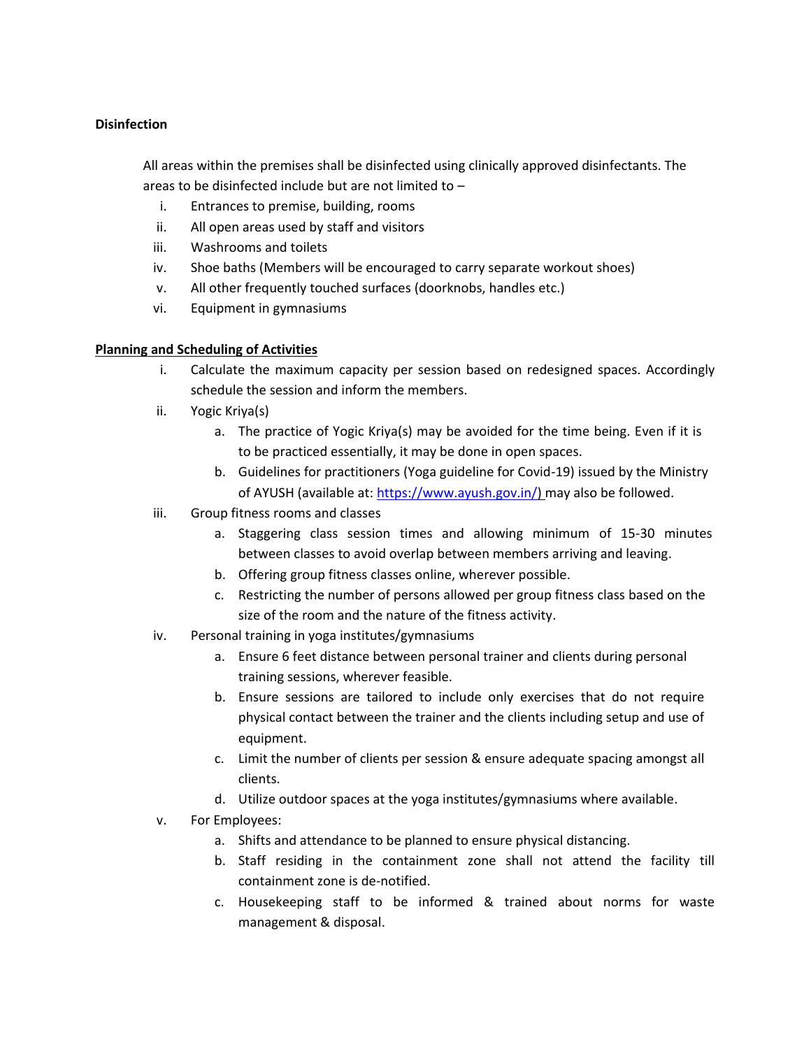**Disinfection**

All areas within the premises shall be disinfected using clinically approved disinfectants. The areas to be disinfected include but are not limited to –

i. Entrances to premise, building, rooms
ii. All open areas used by staff and visitors
iii. Washrooms and toilets
iv. Shoe baths (Members will be encouraged to carry separate workout shoes)
v. All other frequently touched surfaces (doorknobs, handles etc.)
vi. Equipment in gymnasiums

**Planning and Scheduling of Activities**

i. Calculate the maximum capacity per session based on redesigned spaces. Accordingly schedule the session and inform the members.
ii. Yogic Kriya(s)
   a. The practice of Yogic Kriya(s) may be avoided for the time being. Even if it is to be practiced essentially, it may be done in open spaces.
   b. Guidelines for practitioners (Yoga guideline for Covid-19) issued by the Ministry of AYUSH (available at: https://www.ayush.gov.in/) may also be followed.
iii. Group fitness rooms and classes
   a. Staggering class session times and allowing minimum of 15-30 minutes between classes to avoid overlap between members arriving and leaving.
   b. Offering group fitness classes online, wherever possible.
   c. Restricting the number of persons allowed per group fitness class based on the size of the room and the nature of the fitness activity.
iv. Personal training in yoga institutes/gymnasiums
   a. Ensure 6 feet distance between personal trainer and clients during personal training sessions, wherever feasible.
   b. Ensure sessions are tailored to include only exercises that do not require physical contact between the trainer and the clients including setup and use of equipment.
   c. Limit the number of clients per session & ensure adequate spacing amongst all clients.
   d. Utilize outdoor spaces at the yoga institutes/gymnasiums where available.
v. For Employees:
   a. Shifts and attendance to be planned to ensure physical distancing.
   b. Staff residing in the containment zone shall not attend the facility till containment zone is de-notified.
   c. Housekeeping staff to be informed & trained about norms for waste management & disposal.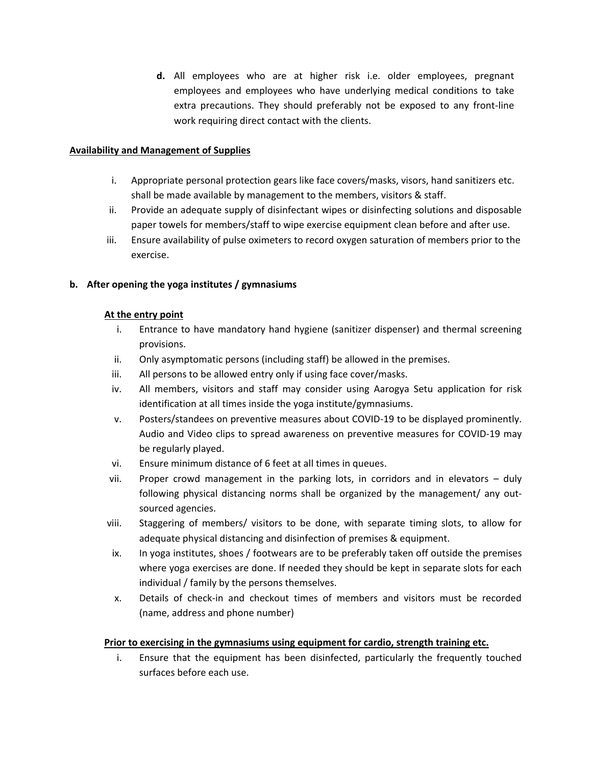d. All employees who are at higher risk i.e. older employees, pregnant employees and employees who have underlying medical conditions to take extra precautions. They should preferably not be exposed to any front-line work requiring direct contact with the clients.

**Availability and Management of Supplies**

i. Appropriate personal protection gears like face covers/masks, visors, hand sanitizers etc. shall be made available by management to the members, visitors & staff.
ii. Provide an adequate supply of disinfectant wipes or disinfecting solutions and disposable paper towels for members/staff to wipe exercise equipment clean before and after use.
iii. Ensure availability of pulse oximeters to record oxygen saturation of members prior to the exercise.

**b. After opening the yoga institutes / gymnasiums**

**At the entry point**

i. Entrance to have mandatory hand hygiene (sanitizer dispenser) and thermal screening provisions.
ii. Only asymptomatic persons (including staff) be allowed in the premises.
iii. All persons to be allowed entry only if using face cover/masks.
iv. All members, visitors and staff may consider using Aarogya Setu application for risk identification at all times inside the yoga institute/gymnasiums.
v. Posters/standees on preventive measures about COVID-19 to be displayed prominently. Audio and Video clips to spread awareness on preventive measures for COVID-19 may be regularly played.
vi. Ensure minimum distance of 6 feet at all times in queues.
vii. Proper crowd management in the parking lots, in corridors and in elevators – duly following physical distancing norms shall be organized by the management/ any out-sourced agencies.
viii. Staggering of members/ visitors to be done, with separate timing slots, to allow for adequate physical distancing and disinfection of premises & equipment.
ix. In yoga institutes, shoes / footwears are to be preferably taken off outside the premises where yoga exercises are done. If needed they should be kept in separate slots for each individual / family by the persons themselves.
x. Details of check-in and checkout times of members and visitors must be recorded (name, address and phone number)

**Prior to exercising in the gymnasiums using equipment for cardio, strength training etc.**

i. Ensure that the equipment has been disinfected, particularly the frequently touched surfaces before each use.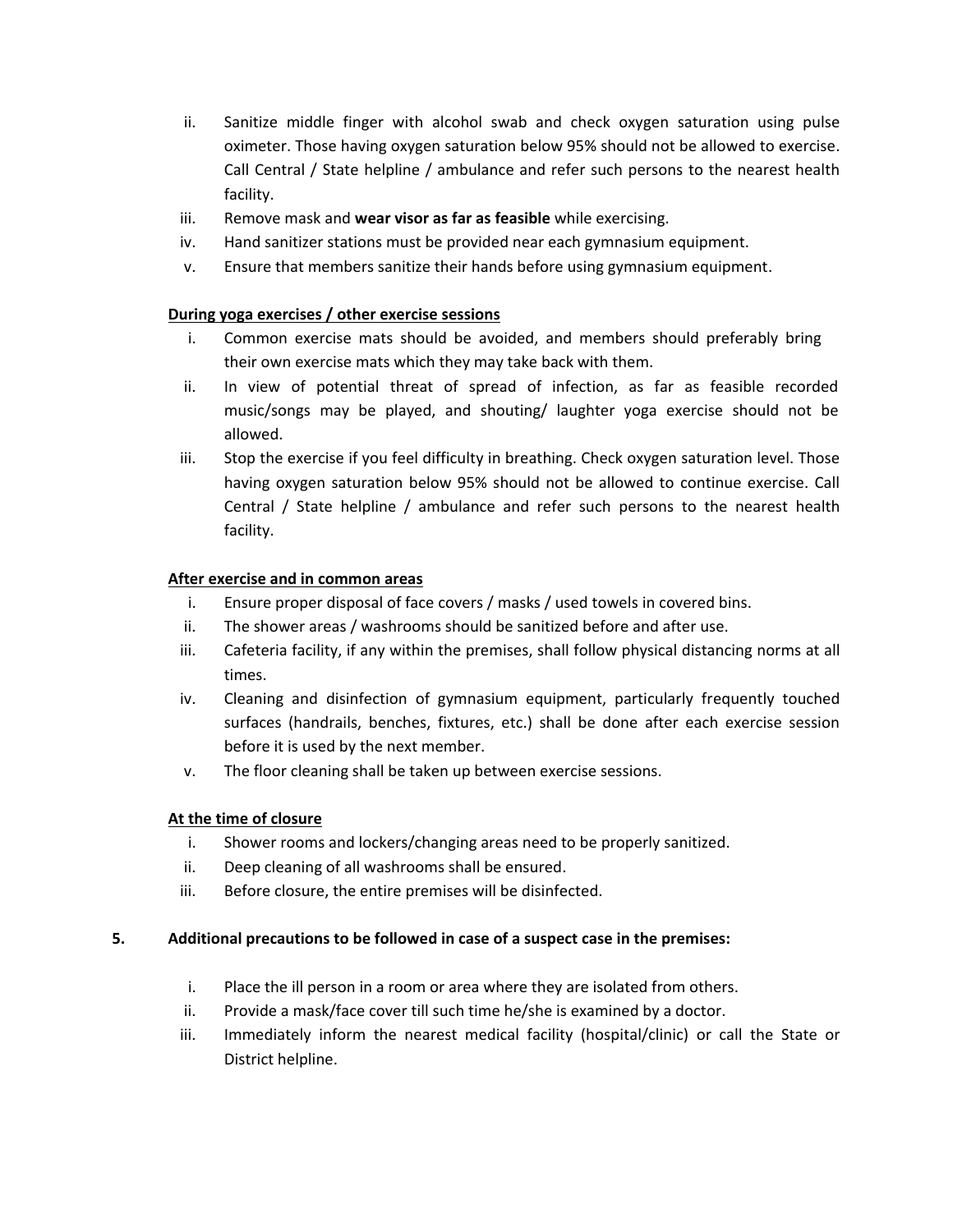ii. Sanitize middle finger with alcohol swab and check oxygen saturation using pulse oximeter. Those having oxygen saturation below 95% should not be allowed to exercise. Call Central / State helpline / ambulance and refer such persons to the nearest health facility.
iii. Remove mask and **wear visor as far as feasible** while exercising.
iv. Hand sanitizer stations must be provided near each gymnasium equipment.
v. Ensure that members sanitize their hands before using gymnasium equipment.

**<u>During yoga exercises / other exercise sessions</u>**

i. Common exercise mats should be avoided, and members should preferably bring their own exercise mats which they may take back with them.
ii. In view of potential threat of spread of infection, as far as feasible recorded music/songs may be played, and shouting/ laughter yoga exercise should not be allowed.
iii. Stop the exercise if you feel difficulty in breathing. Check oxygen saturation level. Those having oxygen saturation below 95% should not be allowed to continue exercise. Call Central / State helpline / ambulance and refer such persons to the nearest health facility.

**<u>After exercise and in common areas</u>**

i. Ensure proper disposal of face covers / masks / used towels in covered bins.
ii. The shower areas / washrooms should be sanitized before and after use.
iii. Cafeteria facility, if any within the premises, shall follow physical distancing norms at all times.
iv. Cleaning and disinfection of gymnasium equipment, particularly frequently touched surfaces (handrails, benches, fixtures, etc.) shall be done after each exercise session before it is used by the next member.
v. The floor cleaning shall be taken up between exercise sessions.

**<u>At the time of closure</u>**

i. Shower rooms and lockers/changing areas need to be properly sanitized.
ii. Deep cleaning of all washrooms shall be ensured.
iii. Before closure, the entire premises will be disinfected.

**5. Additional precautions to be followed in case of a suspect case in the premises:**

i. Place the ill person in a room or area where they are isolated from others.
ii. Provide a mask/face cover till such time he/she is examined by a doctor.
iii. Immediately inform the nearest medical facility (hospital/clinic) or call the State or District helpline.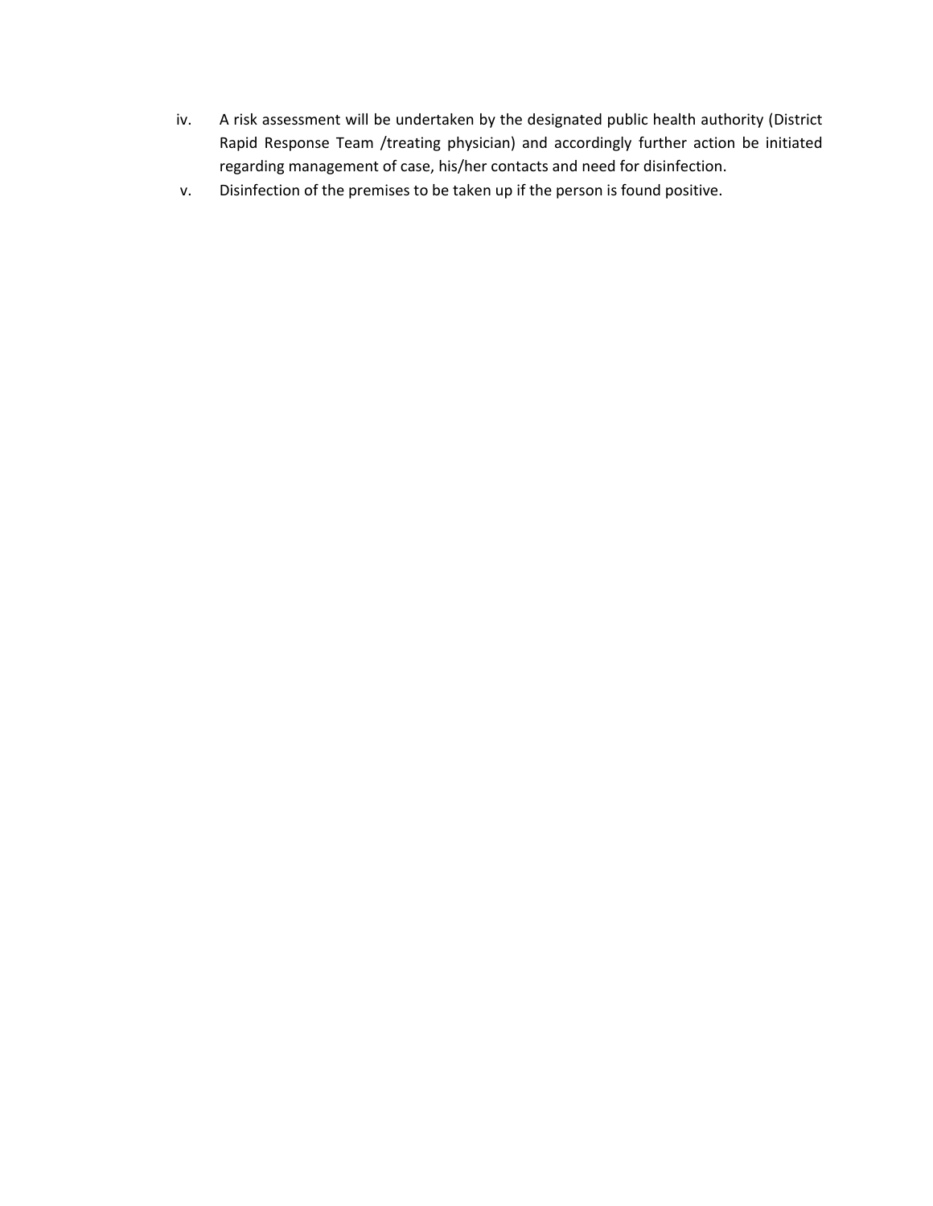iv. A risk assessment will be undertaken by the designated public health authority (District Rapid Response Team /treating physician) and accordingly further action be initiated regarding management of case, his/her contacts and need for disinfection.

v. Disinfection of the premises to be taken up if the person is found positive.